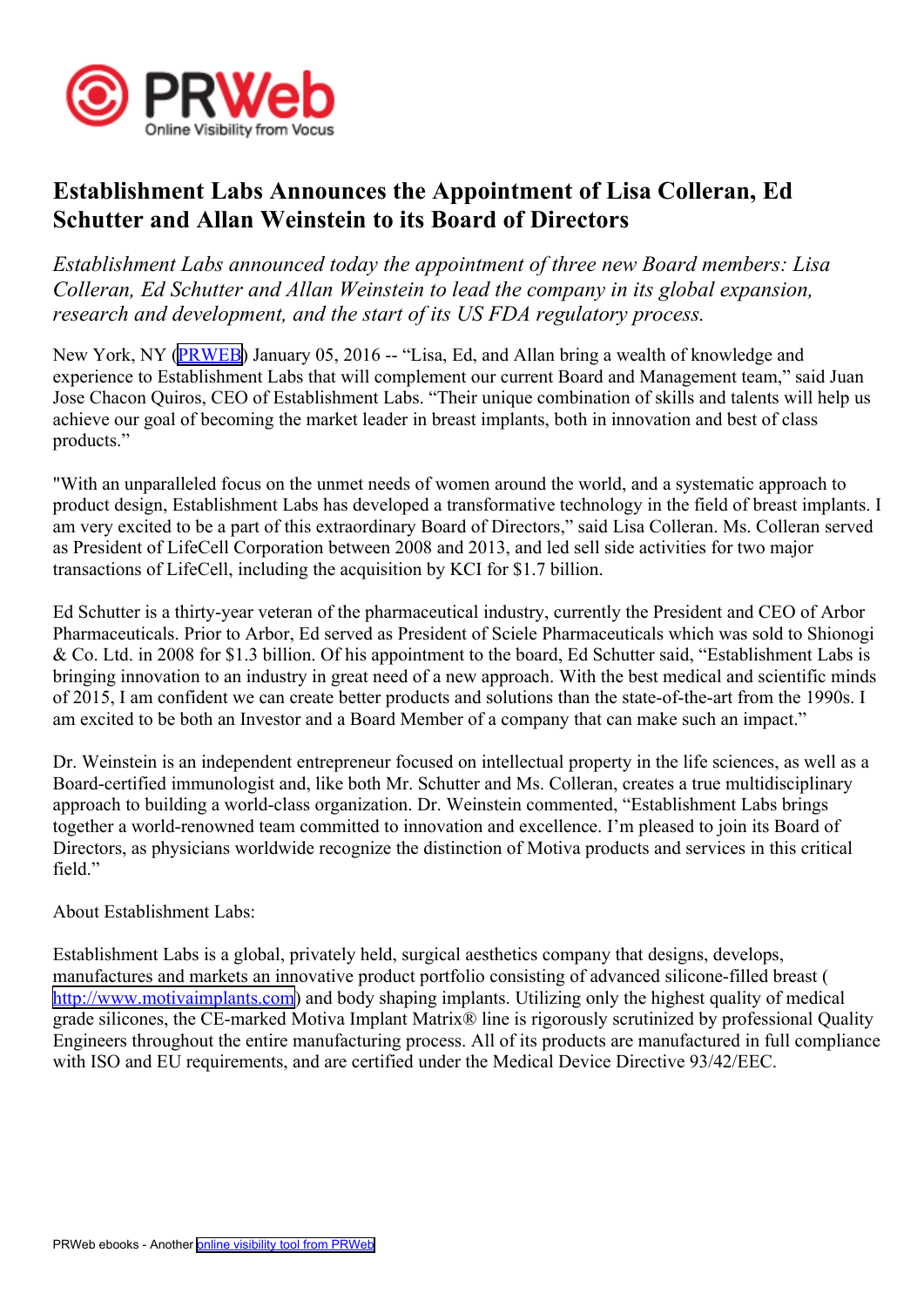# Establishment Labs Announces the Appointment of Lisa Colleran, Ed Schutter and Allan Weinstein to its Board of Directors

*Establishment Labs announced today the appointment of three new Board members: Lisa Colleran, Ed Schutter and Allan Weinstein to lead the company in its global expansion, research and development, and the start of its US FDA regulatory process.*

New York, NY (PRWEB) January 05, 2016 -- "Lisa, Ed, and Allan bring a wealth of knowledge and experience to Establishment Labs that will complement our current Board and Management team," said Juan Jose Chacon Quiros, CEO of Establishment Labs. "Their unique combination of skills and talents will help us achieve our goal of becoming the market leader in breast implants, both in innovation and best of class products."

"With an unparalleled focus on the unmet needs of women around the world, and a systematic approach to product design, Establishment Labs has developed a transformative technology in the field of breast implants. I am very excited to be a part of this extraordinary Board of Directors," said Lisa Colleran. Ms. Colleran served as President of LifeCell Corporation between 2008 and 2013, and led sell side activities for two major transactions of LifeCell, including the acquisition by KCI for $1.7 billion.

Ed Schutter is a thirty-year veteran of the pharmaceutical industry, currently the President and CEO of Arbor Pharmaceuticals. Prior to Arbor, Ed served as President of Sciele Pharmaceuticals which was sold to Shionogi & Co. Ltd. in 2008 for $1.3 billion. Of his appointment to the board, Ed Schutter said, "Establishment Labs is bringing innovation to an industry in great need of a new approach. With the best medical and scientific minds of 2015, I am confident we can create better products and solutions than the state-of-the-art from the 1990s. I am excited to be both an Investor and a Board Member of a company that can make such an impact."

Dr. Weinstein is an independent entrepreneur focused on intellectual property in the life sciences, as well as a Board-certified immunologist and, like both Mr. Schutter and Ms. Colleran, creates a true multidisciplinary approach to building a world-class organization. Dr. Weinstein commented, "Establishment Labs brings together a world-renowned team committed to innovation and excellence. I'm pleased to join its Board of Directors, as physicians worldwide recognize the distinction of Motiva products and services in this critical field."

About Establishment Labs:

Establishment Labs is a global, privately held, surgical aesthetics company that designs, develops, manufactures and markets an innovative product portfolio consisting of advanced silicone-filled breast ( http://www.motivaimplants.com) and body shaping implants. Utilizing only the highest quality of medical grade silicones, the CE-marked Motiva Implant Matrix® line is rigorously scrutinized by professional Quality Engineers throughout the entire manufacturing process. All of its products are manufactured in full compliance with ISO and EU requirements, and are certified under the Medical Device Directive 93/42/EEC.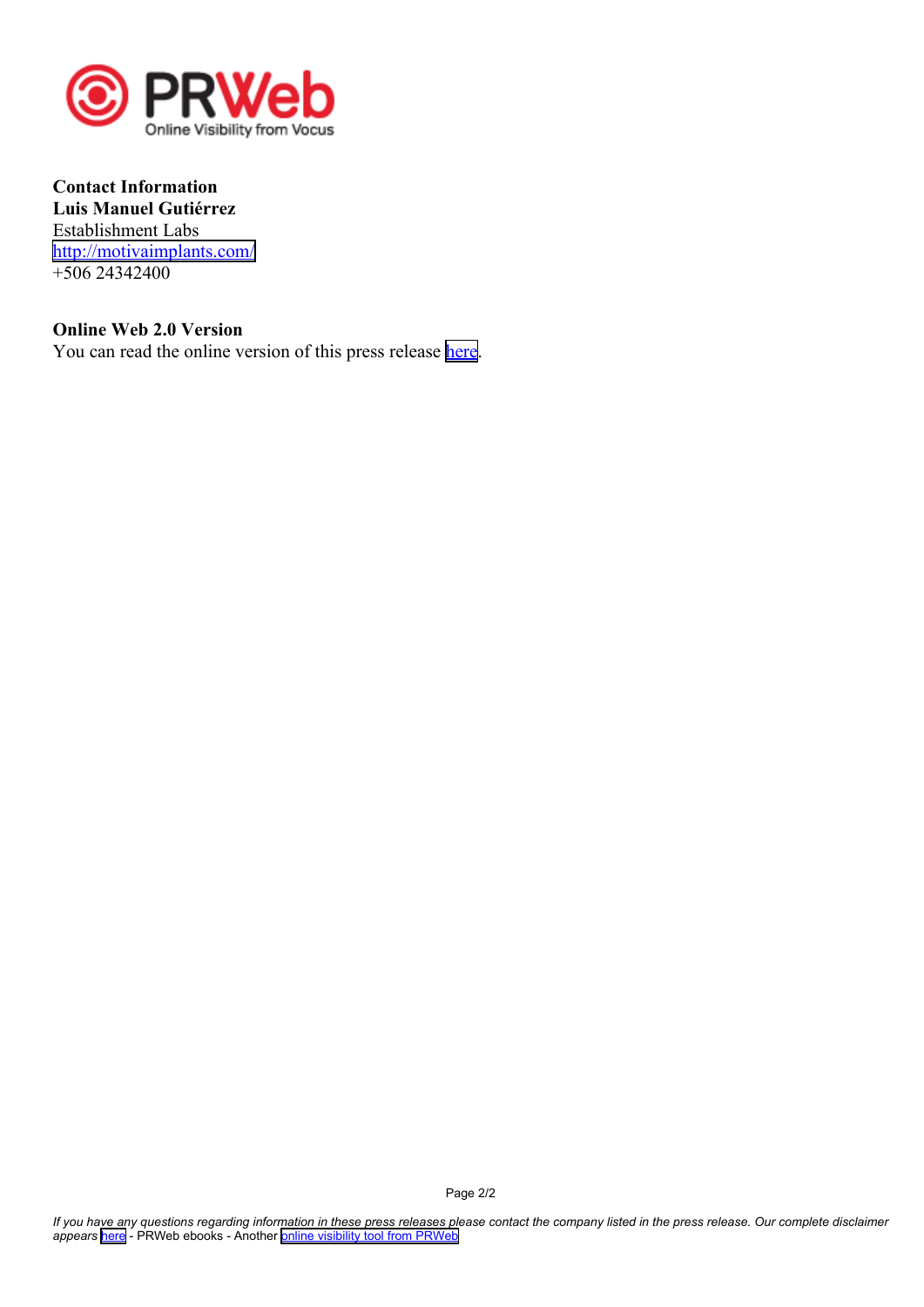**Contact Information**
**Luis Manuel Gutiérrez**
Establishment Labs
http://motivaimplants.com/
+506 24342400

**Online Web 2.0 Version**
You can read the online version of this press release here.

*If you have any questions regarding information in these press releases please contact the company listed in the press release. Our complete disclaimer appears here* - PRWeb ebooks - Another online visibility tool from PRWeb